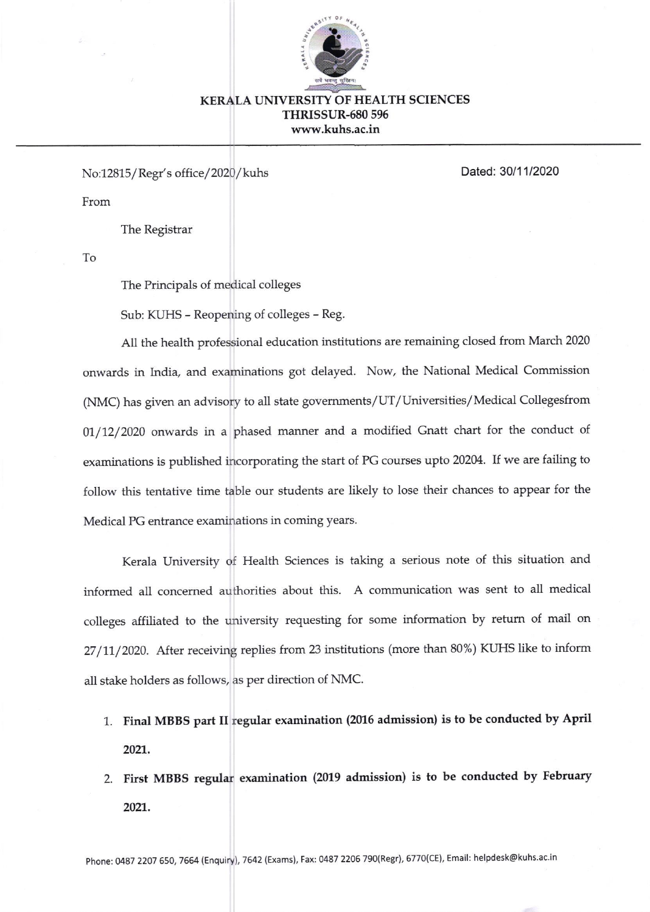# KERALA UNIVERSITY OF HEALTH SCIENCES
## THRISSUR-680 596
www.kuhs.ac.in

No:12815/Regr's office/2020/kuhs

Dated: 30/11/2020

From

The Registrar

To

The Principals of medical colleges

Sub: KUHS – Reopening of colleges – Reg.

All the health professional education institutions are remaining closed from March 2020 onwards in India, and examinations got delayed. Now, the National Medical Commission (NMC) has given an advisory to all state governments/UT/Universities/Medical Collegesfrom 01/12/2020 onwards in a phased manner and a modified Gnatt chart for the conduct of examinations is published incorporating the start of PG courses upto 20204. If we are failing to follow this tentative time table our students are likely to lose their chances to appear for the Medical PG entrance examinations in coming years.

Kerala University of Health Sciences is taking a serious note of this situation and informed all concerned authorities about this. A communication was sent to all medical colleges affiliated to the university requesting for some information by return of mail on 27/11/2020. After receiving replies from 23 institutions (more than 80%) KUHS like to inform all stake holders as follows, as per direction of NMC.

1. **Final MBBS part II regular examination (2016 admission) is to be conducted by April 2021.**
2. **First MBBS regular examination (2019 admission) is to be conducted by February 2021.**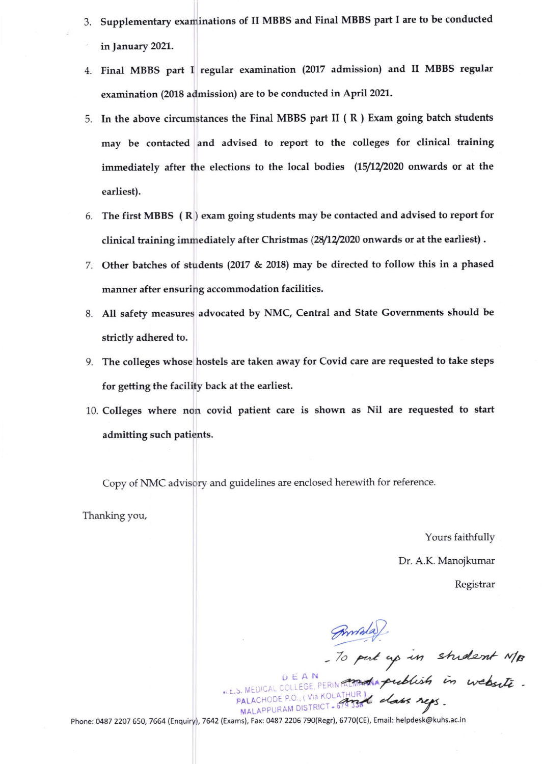3. Supplementary examinations of II MBBS and Final MBBS part I are to be conducted in January 2021.
4. Final MBBS part I regular examination (2017 admission) and II MBBS regular examination (2018 admission) are to be conducted in April 2021.
5. In the above circumstances the Final MBBS part II ( R ) Exam going batch students may be contacted and advised to report to the colleges for clinical training immediately after the elections to the local bodies (15/12/2020 onwards or at the earliest).
6. The first MBBS ( R ) exam going students may be contacted and advised to report for clinical training immediately after Christmas (28/12/2020 onwards or at the earliest) .
7. Other batches of students (2017 & 2018) may be directed to follow this in a phased manner after ensuring accommodation facilities.
8. All safety measures advocated by NMC, Central and State Governments should be strictly adhered to.
9. The colleges whose hostels are taken away for Covid care are requested to take steps for getting the facility back at the earliest.
10. Colleges where non covid patient care is shown as Nil are requested to start admitting such patients.

Copy of NMC advisory and guidelines are enclosed herewith for reference.

Thanking you,

Yours faithfully

Dr. A.K. Manojkumar

Registrar

- To put up in student N/B and publish in website and class reps.

DEAN
M.E.S. MEDICAL COLLEGE, PERINTALMANNA
PALACHODE P.O., ( Via KOLATHUR )
MALAPPURAM DISTRICT - 679 338

Phone: 0487 2207 650, 7664 (Enquiry), 7642 (Exams), Fax: 0487 2206 790(Regr), 6770(CE), Email: helpdesk@kuhs.ac.in